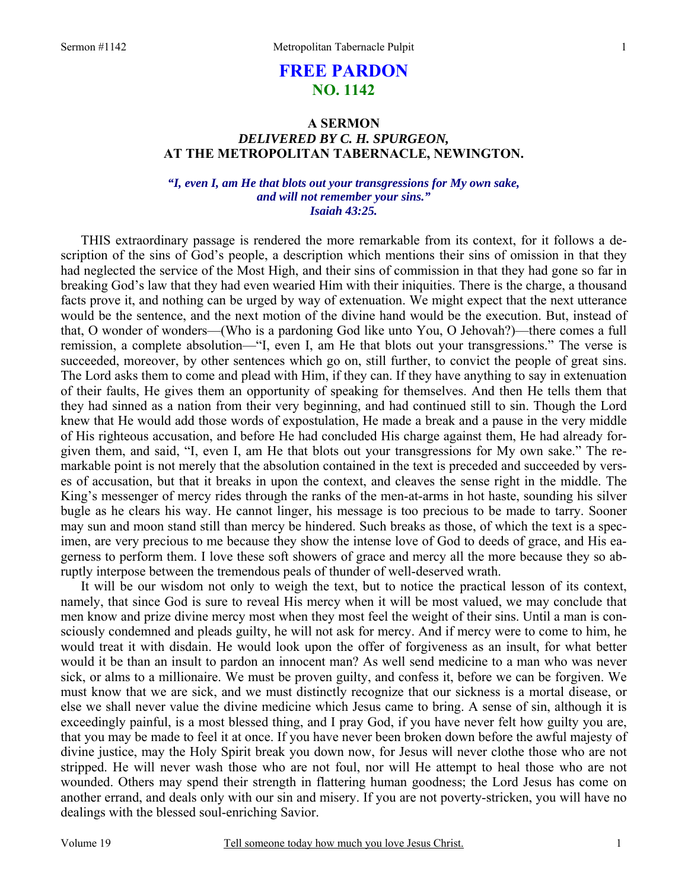# FREE PARDON
## NO. 1142

### A SERMON
### *DELIVERED BY C. H. SPURGEON,*
### AT THE METROPOLITAN TABERNACLE, NEWINGTON.

***"I, even I, am He that blots out your transgressions for My own sake, and will not remember your sins." Isaiah 43:25.***

THIS extraordinary passage is rendered the more remarkable from its context, for it follows a description of the sins of God's people, a description which mentions their sins of omission in that they had neglected the service of the Most High, and their sins of commission in that they had gone so far in breaking God's law that they had even wearied Him with their iniquities. There is the charge, a thousand facts prove it, and nothing can be urged by way of extenuation. We might expect that the next utterance would be the sentence, and the next motion of the divine hand would be the execution. But, instead of that, O wonder of wonders—(Who is a pardoning God like unto You, O Jehovah?)—there comes a full remission, a complete absolution—"I, even I, am He that blots out your transgressions." The verse is succeeded, moreover, by other sentences which go on, still further, to convict the people of great sins. The Lord asks them to come and plead with Him, if they can. If they have anything to say in extenuation of their faults, He gives them an opportunity of speaking for themselves. And then He tells them that they had sinned as a nation from their very beginning, and had continued still to sin. Though the Lord knew that He would add those words of expostulation, He made a break and a pause in the very middle of His righteous accusation, and before He had concluded His charge against them, He had already forgiven them, and said, "I, even I, am He that blots out your transgressions for My own sake." The remarkable point is not merely that the absolution contained in the text is preceded and succeeded by verses of accusation, but that it breaks in upon the context, and cleaves the sense right in the middle. The King's messenger of mercy rides through the ranks of the men-at-arms in hot haste, sounding his silver bugle as he clears his way. He cannot linger, his message is too precious to be made to tarry. Sooner may sun and moon stand still than mercy be hindered. Such breaks as those, of which the text is a specimen, are very precious to me because they show the intense love of God to deeds of grace, and His eagerness to perform them. I love these soft showers of grace and mercy all the more because they so abruptly interpose between the tremendous peals of thunder of well-deserved wrath.

It will be our wisdom not only to weigh the text, but to notice the practical lesson of its context, namely, that since God is sure to reveal His mercy when it will be most valued, we may conclude that men know and prize divine mercy most when they most feel the weight of their sins. Until a man is consciously condemned and pleads guilty, he will not ask for mercy. And if mercy were to come to him, he would treat it with disdain. He would look upon the offer of forgiveness as an insult, for what better would it be than an insult to pardon an innocent man? As well send medicine to a man who was never sick, or alms to a millionaire. We must be proven guilty, and confess it, before we can be forgiven. We must know that we are sick, and we must distinctly recognize that our sickness is a mortal disease, or else we shall never value the divine medicine which Jesus came to bring. A sense of sin, although it is exceedingly painful, is a most blessed thing, and I pray God, if you have never felt how guilty you are, that you may be made to feel it at once. If you have never been broken down before the awful majesty of divine justice, may the Holy Spirit break you down now, for Jesus will never clothe those who are not stripped. He will never wash those who are not foul, nor will He attempt to heal those who are not wounded. Others may spend their strength in flattering human goodness; the Lord Jesus has come on another errand, and deals only with our sin and misery. If you are not poverty-stricken, you will have no dealings with the blessed soul-enriching Savior.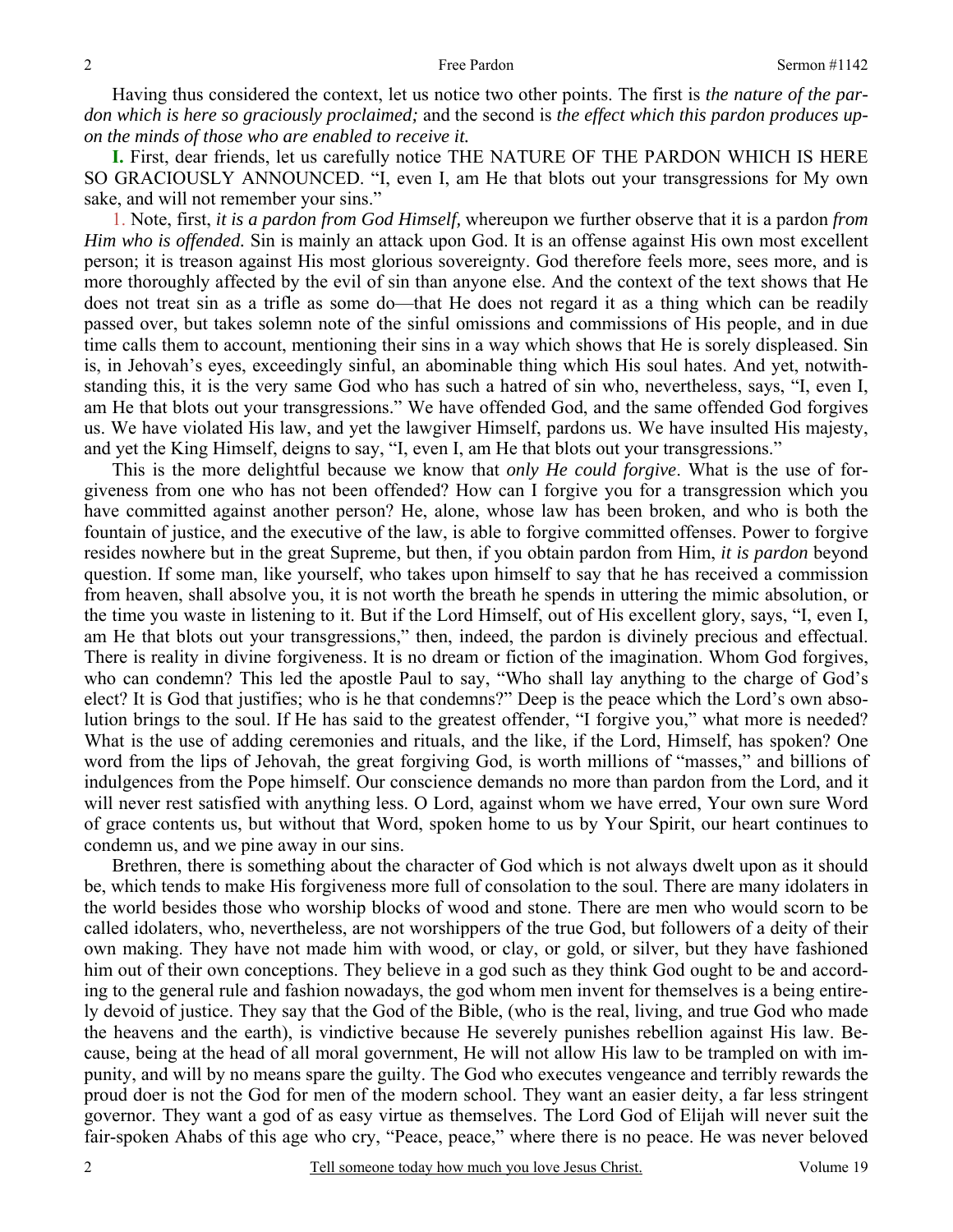Having thus considered the context, let us notice two other points. The first is *the nature of the pardon which is here so graciously proclaimed;* and the second is *the effect which this pardon produces upon the minds of those who are enabled to receive it.*

**I.** First, dear friends, let us carefully notice THE NATURE OF THE PARDON WHICH IS HERE SO GRACIOUSLY ANNOUNCED. "I, even I, am He that blots out your transgressions for My own sake, and will not remember your sins."

1. Note, first, *it is a pardon from God Himself,* whereupon we further observe that it is a pardon *from Him who is offended.* Sin is mainly an attack upon God. It is an offense against His own most excellent person; it is treason against His most glorious sovereignty. God therefore feels more, sees more, and is more thoroughly affected by the evil of sin than anyone else. And the context of the text shows that He does not treat sin as a trifle as some do—that He does not regard it as a thing which can be readily passed over, but takes solemn note of the sinful omissions and commissions of His people, and in due time calls them to account, mentioning their sins in a way which shows that He is sorely displeased. Sin is, in Jehovah's eyes, exceedingly sinful, an abominable thing which His soul hates. And yet, notwithstanding this, it is the very same God who has such a hatred of sin who, nevertheless, says, "I, even I, am He that blots out your transgressions." We have offended God, and the same offended God forgives us. We have violated His law, and yet the lawgiver Himself, pardons us. We have insulted His majesty, and yet the King Himself, deigns to say, "I, even I, am He that blots out your transgressions."

This is the more delightful because we know that *only He could forgive*. What is the use of forgiveness from one who has not been offended? How can I forgive you for a transgression which you have committed against another person? He, alone, whose law has been broken, and who is both the fountain of justice, and the executive of the law, is able to forgive committed offenses. Power to forgive resides nowhere but in the great Supreme, but then, if you obtain pardon from Him, *it is pardon* beyond question. If some man, like yourself, who takes upon himself to say that he has received a commission from heaven, shall absolve you, it is not worth the breath he spends in uttering the mimic absolution, or the time you waste in listening to it. But if the Lord Himself, out of His excellent glory, says, "I, even I, am He that blots out your transgressions," then, indeed, the pardon is divinely precious and effectual. There is reality in divine forgiveness. It is no dream or fiction of the imagination. Whom God forgives, who can condemn? This led the apostle Paul to say, "Who shall lay anything to the charge of God's elect? It is God that justifies; who is he that condemns?" Deep is the peace which the Lord's own absolution brings to the soul. If He has said to the greatest offender, "I forgive you," what more is needed? What is the use of adding ceremonies and rituals, and the like, if the Lord, Himself, has spoken? One word from the lips of Jehovah, the great forgiving God, is worth millions of "masses," and billions of indulgences from the Pope himself. Our conscience demands no more than pardon from the Lord, and it will never rest satisfied with anything less. O Lord, against whom we have erred, Your own sure Word of grace contents us, but without that Word, spoken home to us by Your Spirit, our heart continues to condemn us, and we pine away in our sins.

Brethren, there is something about the character of God which is not always dwelt upon as it should be, which tends to make His forgiveness more full of consolation to the soul. There are many idolaters in the world besides those who worship blocks of wood and stone. There are men who would scorn to be called idolaters, who, nevertheless, are not worshippers of the true God, but followers of a deity of their own making. They have not made him with wood, or clay, or gold, or silver, but they have fashioned him out of their own conceptions. They believe in a god such as they think God ought to be and according to the general rule and fashion nowadays, the god whom men invent for themselves is a being entirely devoid of justice. They say that the God of the Bible, (who is the real, living, and true God who made the heavens and the earth), is vindictive because He severely punishes rebellion against His law. Because, being at the head of all moral government, He will not allow His law to be trampled on with impunity, and will by no means spare the guilty. The God who executes vengeance and terribly rewards the proud doer is not the God for men of the modern school. They want an easier deity, a far less stringent governor. They want a god of as easy virtue as themselves. The Lord God of Elijah will never suit the fair-spoken Ahabs of this age who cry, "Peace, peace," where there is no peace. He was never beloved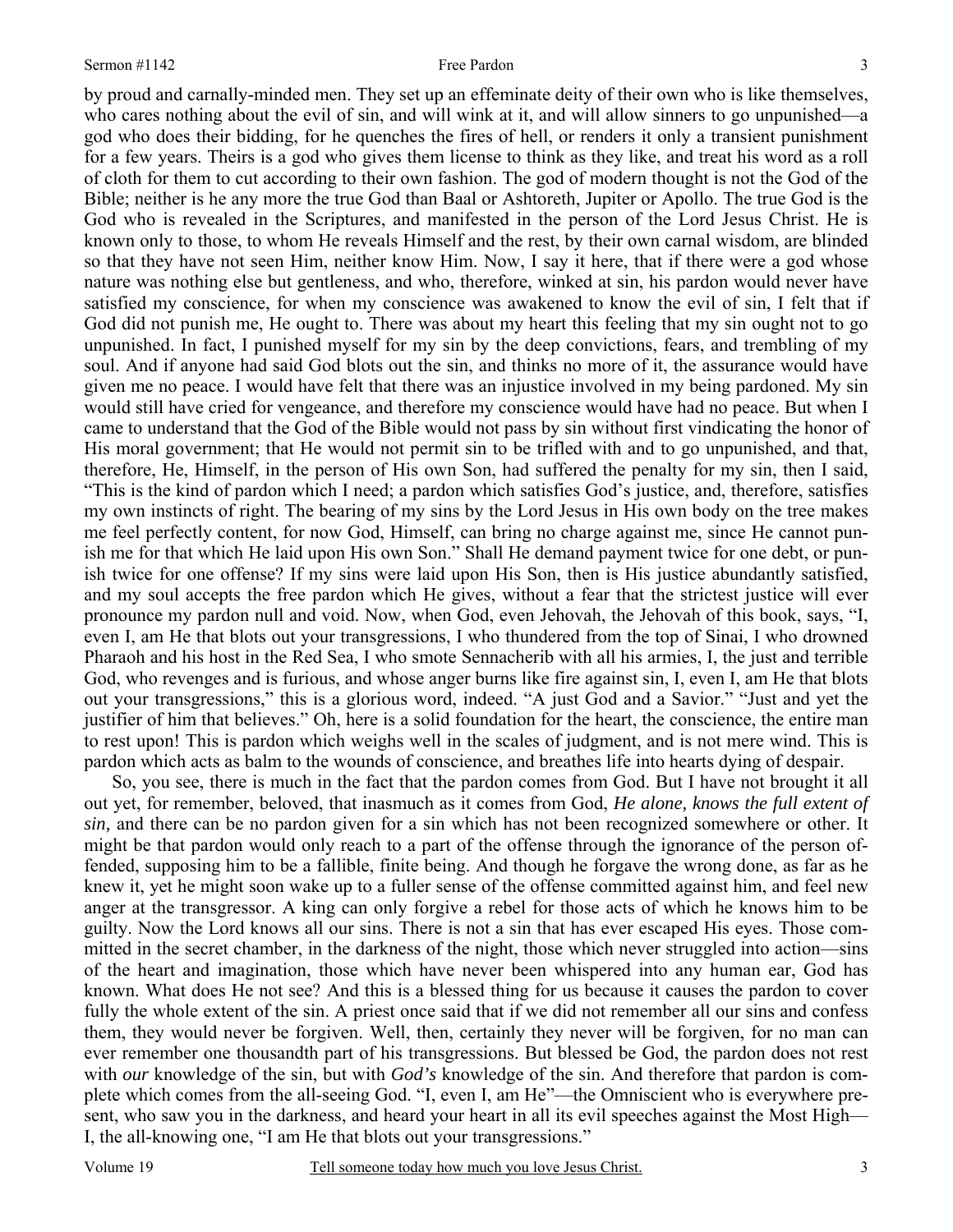by proud and carnally-minded men. They set up an effeminate deity of their own who is like themselves, who cares nothing about the evil of sin, and will wink at it, and will allow sinners to go unpunished—a god who does their bidding, for he quenches the fires of hell, or renders it only a transient punishment for a few years. Theirs is a god who gives them license to think as they like, and treat his word as a roll of cloth for them to cut according to their own fashion. The god of modern thought is not the God of the Bible; neither is he any more the true God than Baal or Ashtoreth, Jupiter or Apollo. The true God is the God who is revealed in the Scriptures, and manifested in the person of the Lord Jesus Christ. He is known only to those, to whom He reveals Himself and the rest, by their own carnal wisdom, are blinded so that they have not seen Him, neither know Him. Now, I say it here, that if there were a god whose nature was nothing else but gentleness, and who, therefore, winked at sin, his pardon would never have satisfied my conscience, for when my conscience was awakened to know the evil of sin, I felt that if God did not punish me, He ought to. There was about my heart this feeling that my sin ought not to go unpunished. In fact, I punished myself for my sin by the deep convictions, fears, and trembling of my soul. And if anyone had said God blots out the sin, and thinks no more of it, the assurance would have given me no peace. I would have felt that there was an injustice involved in my being pardoned. My sin would still have cried for vengeance, and therefore my conscience would have had no peace. But when I came to understand that the God of the Bible would not pass by sin without first vindicating the honor of His moral government; that He would not permit sin to be trifled with and to go unpunished, and that, therefore, He, Himself, in the person of His own Son, had suffered the penalty for my sin, then I said, "This is the kind of pardon which I need; a pardon which satisfies God's justice, and, therefore, satisfies my own instincts of right. The bearing of my sins by the Lord Jesus in His own body on the tree makes me feel perfectly content, for now God, Himself, can bring no charge against me, since He cannot punish me for that which He laid upon His own Son." Shall He demand payment twice for one debt, or punish twice for one offense? If my sins were laid upon His Son, then is His justice abundantly satisfied, and my soul accepts the free pardon which He gives, without a fear that the strictest justice will ever pronounce my pardon null and void. Now, when God, even Jehovah, the Jehovah of this book, says, "I, even I, am He that blots out your transgressions, I who thundered from the top of Sinai, I who drowned Pharaoh and his host in the Red Sea, I who smote Sennacherib with all his armies, I, the just and terrible God, who revenges and is furious, and whose anger burns like fire against sin, I, even I, am He that blots out your transgressions," this is a glorious word, indeed. "A just God and a Savior." "Just and yet the justifier of him that believes." Oh, here is a solid foundation for the heart, the conscience, the entire man to rest upon! This is pardon which weighs well in the scales of judgment, and is not mere wind. This is pardon which acts as balm to the wounds of conscience, and breathes life into hearts dying of despair.

So, you see, there is much in the fact that the pardon comes from God. But I have not brought it all out yet, for remember, beloved, that inasmuch as it comes from God, *He alone, knows the full extent of sin,* and there can be no pardon given for a sin which has not been recognized somewhere or other. It might be that pardon would only reach to a part of the offense through the ignorance of the person offended, supposing him to be a fallible, finite being. And though he forgave the wrong done, as far as he knew it, yet he might soon wake up to a fuller sense of the offense committed against him, and feel new anger at the transgressor. A king can only forgive a rebel for those acts of which he knows him to be guilty. Now the Lord knows all our sins. There is not a sin that has ever escaped His eyes. Those committed in the secret chamber, in the darkness of the night, those which never struggled into action—sins of the heart and imagination, those which have never been whispered into any human ear, God has known. What does He not see? And this is a blessed thing for us because it causes the pardon to cover fully the whole extent of the sin. A priest once said that if we did not remember all our sins and confess them, they would never be forgiven. Well, then, certainly they never will be forgiven, for no man can ever remember one thousandth part of his transgressions. But blessed be God, the pardon does not rest with *our* knowledge of the sin, but with *God's* knowledge of the sin. And therefore that pardon is complete which comes from the all-seeing God. "I, even I, am He"—the Omniscient who is everywhere present, who saw you in the darkness, and heard your heart in all its evil speeches against the Most High—I, the all-knowing one, "I am He that blots out your transgressions."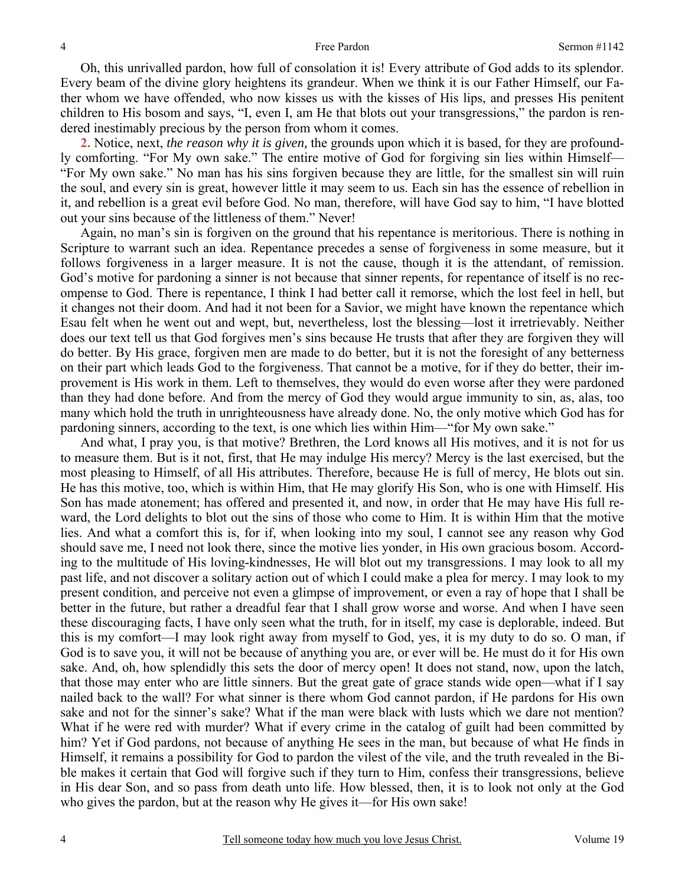Oh, this unrivalled pardon, how full of consolation it is! Every attribute of God adds to its splendor. Every beam of the divine glory heightens its grandeur. When we think it is our Father Himself, our Father whom we have offended, who now kisses us with the kisses of His lips, and presses His penitent children to His bosom and says, "I, even I, am He that blots out your transgressions," the pardon is rendered inestimably precious by the person from whom it comes.

**2.** Notice, next, *the reason why it is given,* the grounds upon which it is based, for they are profoundly comforting. "For My own sake." The entire motive of God for forgiving sin lies within Himself—"For My own sake." No man has his sins forgiven because they are little, for the smallest sin will ruin the soul, and every sin is great, however little it may seem to us. Each sin has the essence of rebellion in it, and rebellion is a great evil before God. No man, therefore, will have God say to him, "I have blotted out your sins because of the littleness of them." Never!

Again, no man's sin is forgiven on the ground that his repentance is meritorious. There is nothing in Scripture to warrant such an idea. Repentance precedes a sense of forgiveness in some measure, but it follows forgiveness in a larger measure. It is not the cause, though it is the attendant, of remission. God's motive for pardoning a sinner is not because that sinner repents, for repentance of itself is no recompense to God. There is repentance, I think I had better call it remorse, which the lost feel in hell, but it changes not their doom. And had it not been for a Savior, we might have known the repentance which Esau felt when he went out and wept, but, nevertheless, lost the blessing—lost it irretrievably. Neither does our text tell us that God forgives men's sins because He trusts that after they are forgiven they will do better. By His grace, forgiven men are made to do better, but it is not the foresight of any betterness on their part which leads God to the forgiveness. That cannot be a motive, for if they do better, their improvement is His work in them. Left to themselves, they would do even worse after they were pardoned than they had done before. And from the mercy of God they would argue immunity to sin, as, alas, too many which hold the truth in unrighteousness have already done. No, the only motive which God has for pardoning sinners, according to the text, is one which lies within Him—"for My own sake."

And what, I pray you, is that motive? Brethren, the Lord knows all His motives, and it is not for us to measure them. But is it not, first, that He may indulge His mercy? Mercy is the last exercised, but the most pleasing to Himself, of all His attributes. Therefore, because He is full of mercy, He blots out sin. He has this motive, too, which is within Him, that He may glorify His Son, who is one with Himself. His Son has made atonement; has offered and presented it, and now, in order that He may have His full reward, the Lord delights to blot out the sins of those who come to Him. It is within Him that the motive lies. And what a comfort this is, for if, when looking into my soul, I cannot see any reason why God should save me, I need not look there, since the motive lies yonder, in His own gracious bosom. According to the multitude of His loving-kindnesses, He will blot out my transgressions. I may look to all my past life, and not discover a solitary action out of which I could make a plea for mercy. I may look to my present condition, and perceive not even a glimpse of improvement, or even a ray of hope that I shall be better in the future, but rather a dreadful fear that I shall grow worse and worse. And when I have seen these discouraging facts, I have only seen what the truth, for in itself, my case is deplorable, indeed. But this is my comfort—I may look right away from myself to God, yes, it is my duty to do so. O man, if God is to save you, it will not be because of anything you are, or ever will be. He must do it for His own sake. And, oh, how splendidly this sets the door of mercy open! It does not stand, now, upon the latch, that those may enter who are little sinners. But the great gate of grace stands wide open—what if I say nailed back to the wall? For what sinner is there whom God cannot pardon, if He pardons for His own sake and not for the sinner's sake? What if the man were black with lusts which we dare not mention? What if he were red with murder? What if every crime in the catalog of guilt had been committed by him? Yet if God pardons, not because of anything He sees in the man, but because of what He finds in Himself, it remains a possibility for God to pardon the vilest of the vile, and the truth revealed in the Bible makes it certain that God will forgive such if they turn to Him, confess their transgressions, believe in His dear Son, and so pass from death unto life. How blessed, then, it is to look not only at the God who gives the pardon, but at the reason why He gives it—for His own sake!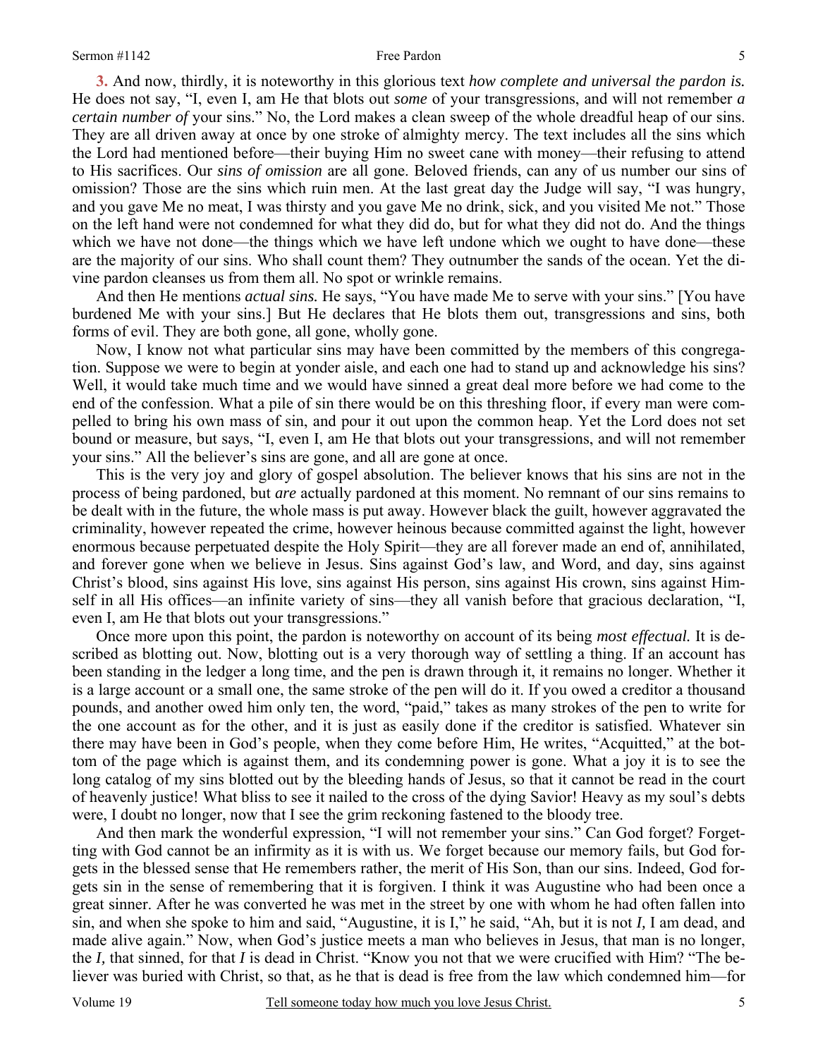**3.** And now, thirdly, it is noteworthy in this glorious text *how complete and universal the pardon is.* He does not say, "I, even I, am He that blots out *some* of your transgressions, and will not remember *a certain number of* your sins." No, the Lord makes a clean sweep of the whole dreadful heap of our sins. They are all driven away at once by one stroke of almighty mercy. The text includes all the sins which the Lord had mentioned before—their buying Him no sweet cane with money—their refusing to attend to His sacrifices. Our *sins of omission* are all gone. Beloved friends, can any of us number our sins of omission? Those are the sins which ruin men. At the last great day the Judge will say, "I was hungry, and you gave Me no meat, I was thirsty and you gave Me no drink, sick, and you visited Me not." Those on the left hand were not condemned for what they did do, but for what they did not do. And the things which we have not done—the things which we have left undone which we ought to have done—these are the majority of our sins. Who shall count them? They outnumber the sands of the ocean. Yet the divine pardon cleanses us from them all. No spot or wrinkle remains.

And then He mentions *actual sins.* He says, "You have made Me to serve with your sins." [You have burdened Me with your sins.] But He declares that He blots them out, transgressions and sins, both forms of evil. They are both gone, all gone, wholly gone.

Now, I know not what particular sins may have been committed by the members of this congregation. Suppose we were to begin at yonder aisle, and each one had to stand up and acknowledge his sins? Well, it would take much time and we would have sinned a great deal more before we had come to the end of the confession. What a pile of sin there would be on this threshing floor, if every man were compelled to bring his own mass of sin, and pour it out upon the common heap. Yet the Lord does not set bound or measure, but says, "I, even I, am He that blots out your transgressions, and will not remember your sins." All the believer's sins are gone, and all are gone at once.

This is the very joy and glory of gospel absolution. The believer knows that his sins are not in the process of being pardoned, but *are* actually pardoned at this moment. No remnant of our sins remains to be dealt with in the future, the whole mass is put away. However black the guilt, however aggravated the criminality, however repeated the crime, however heinous because committed against the light, however enormous because perpetuated despite the Holy Spirit—they are all forever made an end of, annihilated, and forever gone when we believe in Jesus. Sins against God's law, and Word, and day, sins against Christ's blood, sins against His love, sins against His person, sins against His crown, sins against Himself in all His offices—an infinite variety of sins—they all vanish before that gracious declaration, "I, even I, am He that blots out your transgressions."

Once more upon this point, the pardon is noteworthy on account of its being *most effectual.* It is described as blotting out. Now, blotting out is a very thorough way of settling a thing. If an account has been standing in the ledger a long time, and the pen is drawn through it, it remains no longer. Whether it is a large account or a small one, the same stroke of the pen will do it. If you owed a creditor a thousand pounds, and another owed him only ten, the word, "paid," takes as many strokes of the pen to write for the one account as for the other, and it is just as easily done if the creditor is satisfied. Whatever sin there may have been in God's people, when they come before Him, He writes, "Acquitted," at the bottom of the page which is against them, and its condemning power is gone. What a joy it is to see the long catalog of my sins blotted out by the bleeding hands of Jesus, so that it cannot be read in the court of heavenly justice! What bliss to see it nailed to the cross of the dying Savior! Heavy as my soul's debts were, I doubt no longer, now that I see the grim reckoning fastened to the bloody tree.

And then mark the wonderful expression, "I will not remember your sins." Can God forget? Forgetting with God cannot be an infirmity as it is with us. We forget because our memory fails, but God forgets in the blessed sense that He remembers rather, the merit of His Son, than our sins. Indeed, God forgets sin in the sense of remembering that it is forgiven. I think it was Augustine who had been once a great sinner. After he was converted he was met in the street by one with whom he had often fallen into sin, and when she spoke to him and said, "Augustine, it is I," he said, "Ah, but it is not *I,* I am dead, and made alive again." Now, when God's justice meets a man who believes in Jesus, that man is no longer, the *I,* that sinned, for that *I* is dead in Christ. "Know you not that we were crucified with Him? "The believer was buried with Christ, so that, as he that is dead is free from the law which condemned him—for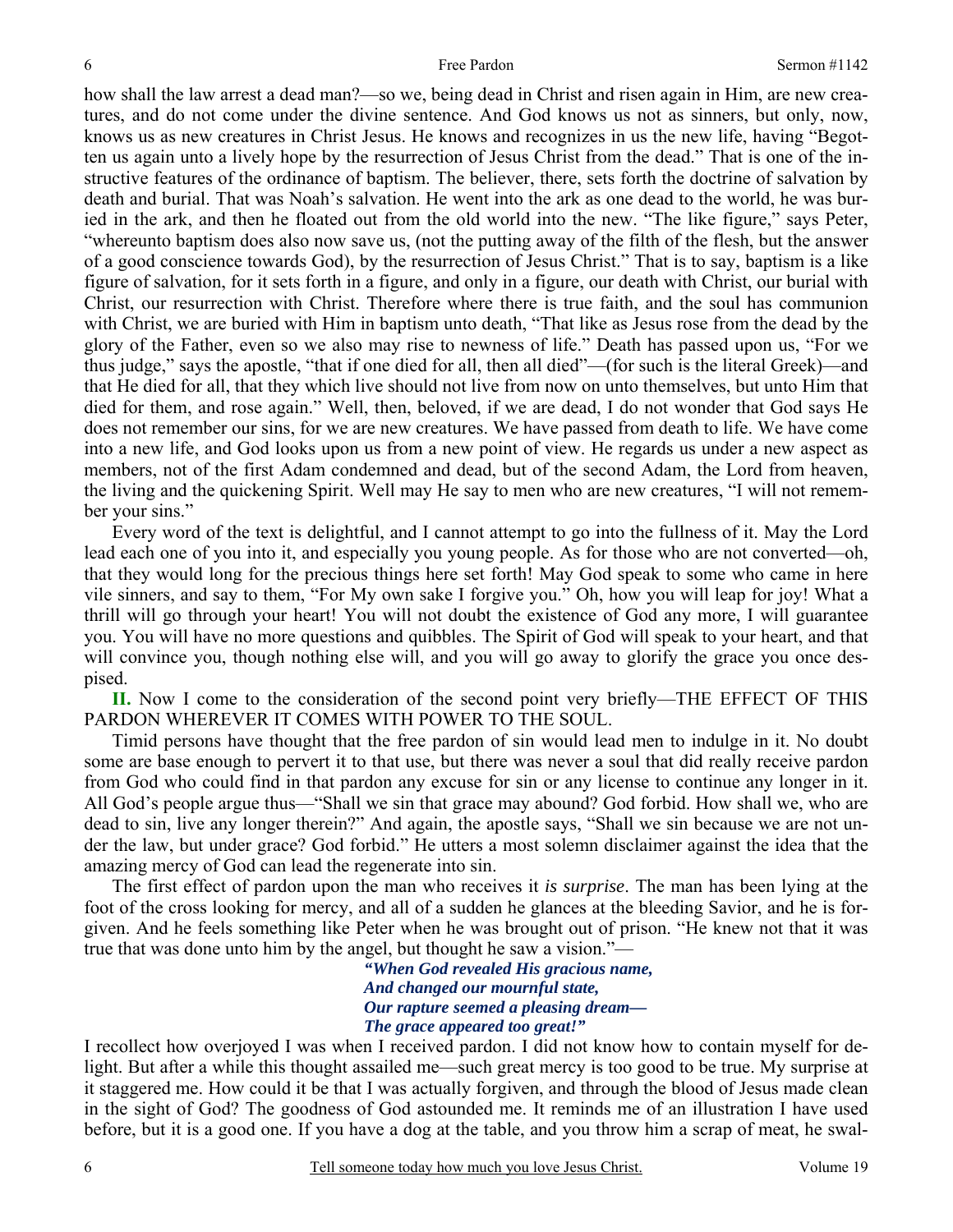how shall the law arrest a dead man?—so we, being dead in Christ and risen again in Him, are new creatures, and do not come under the divine sentence. And God knows us not as sinners, but only, now, knows us as new creatures in Christ Jesus. He knows and recognizes in us the new life, having "Begotten us again unto a lively hope by the resurrection of Jesus Christ from the dead." That is one of the instructive features of the ordinance of baptism. The believer, there, sets forth the doctrine of salvation by death and burial. That was Noah's salvation. He went into the ark as one dead to the world, he was buried in the ark, and then he floated out from the old world into the new. "The like figure," says Peter, "whereunto baptism does also now save us, (not the putting away of the filth of the flesh, but the answer of a good conscience towards God), by the resurrection of Jesus Christ." That is to say, baptism is a like figure of salvation, for it sets forth in a figure, and only in a figure, our death with Christ, our burial with Christ, our resurrection with Christ. Therefore where there is true faith, and the soul has communion with Christ, we are buried with Him in baptism unto death, "That like as Jesus rose from the dead by the glory of the Father, even so we also may rise to newness of life." Death has passed upon us, "For we thus judge," says the apostle, "that if one died for all, then all died"—(for such is the literal Greek)—and that He died for all, that they which live should not live from now on unto themselves, but unto Him that died for them, and rose again." Well, then, beloved, if we are dead, I do not wonder that God says He does not remember our sins, for we are new creatures. We have passed from death to life. We have come into a new life, and God looks upon us from a new point of view. He regards us under a new aspect as members, not of the first Adam condemned and dead, but of the second Adam, the Lord from heaven, the living and the quickening Spirit. Well may He say to men who are new creatures, "I will not remember your sins."

Every word of the text is delightful, and I cannot attempt to go into the fullness of it. May the Lord lead each one of you into it, and especially you young people. As for those who are not converted—oh, that they would long for the precious things here set forth! May God speak to some who came in here vile sinners, and say to them, "For My own sake I forgive you." Oh, how you will leap for joy! What a thrill will go through your heart! You will not doubt the existence of God any more, I will guarantee you. You will have no more questions and quibbles. The Spirit of God will speak to your heart, and that will convince you, though nothing else will, and you will go away to glorify the grace you once despised.

**II.** Now I come to the consideration of the second point very briefly—THE EFFECT OF THIS PARDON WHEREVER IT COMES WITH POWER TO THE SOUL.

Timid persons have thought that the free pardon of sin would lead men to indulge in it. No doubt some are base enough to pervert it to that use, but there was never a soul that did really receive pardon from God who could find in that pardon any excuse for sin or any license to continue any longer in it. All God's people argue thus—"Shall we sin that grace may abound? God forbid. How shall we, who are dead to sin, live any longer therein?" And again, the apostle says, "Shall we sin because we are not under the law, but under grace? God forbid." He utters a most solemn disclaimer against the idea that the amazing mercy of God can lead the regenerate into sin.

The first effect of pardon upon the man who receives it *is surprise*. The man has been lying at the foot of the cross looking for mercy, and all of a sudden he glances at the bleeding Savior, and he is forgiven. And he feels something like Peter when he was brought out of prison. "He knew not that it was true that was done unto him by the angel, but thought he saw a vision."—

> ***"When God revealed His gracious name,***
> ***And changed our mournful state,***
> ***Our rapture seemed a pleasing dream—***
> ***The grace appeared too great!"***

I recollect how overjoyed I was when I received pardon. I did not know how to contain myself for delight. But after a while this thought assailed me—such great mercy is too good to be true. My surprise at it staggered me. How could it be that I was actually forgiven, and through the blood of Jesus made clean in the sight of God? The goodness of God astounded me. It reminds me of an illustration I have used before, but it is a good one. If you have a dog at the table, and you throw him a scrap of meat, he swal-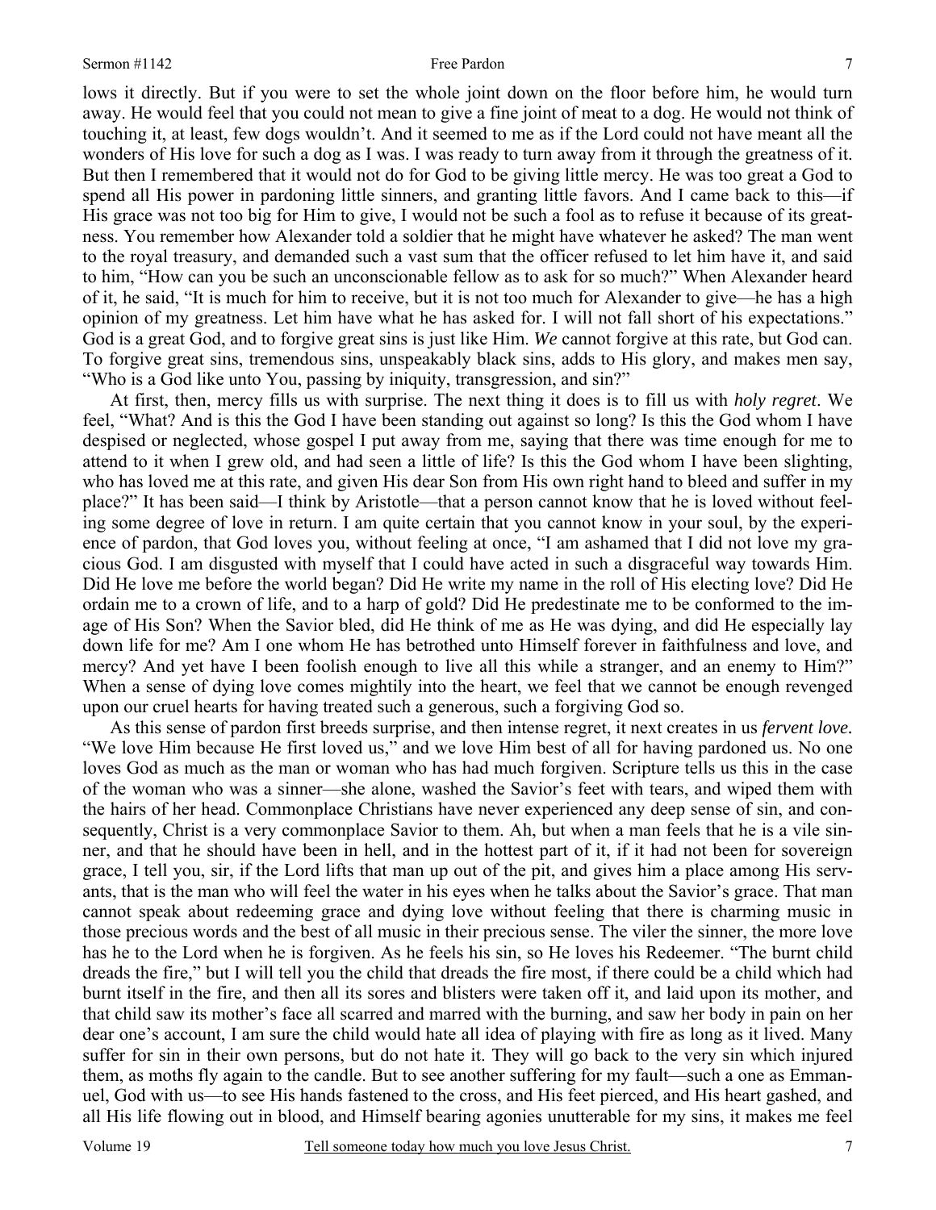lows it directly. But if you were to set the whole joint down on the floor before him, he would turn away. He would feel that you could not mean to give a fine joint of meat to a dog. He would not think of touching it, at least, few dogs wouldn't. And it seemed to me as if the Lord could not have meant all the wonders of His love for such a dog as I was. I was ready to turn away from it through the greatness of it. But then I remembered that it would not do for God to be giving little mercy. He was too great a God to spend all His power in pardoning little sinners, and granting little favors. And I came back to this—if His grace was not too big for Him to give, I would not be such a fool as to refuse it because of its greatness. You remember how Alexander told a soldier that he might have whatever he asked? The man went to the royal treasury, and demanded such a vast sum that the officer refused to let him have it, and said to him, "How can you be such an unconscionable fellow as to ask for so much?" When Alexander heard of it, he said, "It is much for him to receive, but it is not too much for Alexander to give—he has a high opinion of my greatness. Let him have what he has asked for. I will not fall short of his expectations." God is a great God, and to forgive great sins is just like Him. *We* cannot forgive at this rate, but God can. To forgive great sins, tremendous sins, unspeakably black sins, adds to His glory, and makes men say, "Who is a God like unto You, passing by iniquity, transgression, and sin?"

At first, then, mercy fills us with surprise. The next thing it does is to fill us with *holy regret*. We feel, "What? And is this the God I have been standing out against so long? Is this the God whom I have despised or neglected, whose gospel I put away from me, saying that there was time enough for me to attend to it when I grew old, and had seen a little of life? Is this the God whom I have been slighting, who has loved me at this rate, and given His dear Son from His own right hand to bleed and suffer in my place?" It has been said—I think by Aristotle—that a person cannot know that he is loved without feeling some degree of love in return. I am quite certain that you cannot know in your soul, by the experience of pardon, that God loves you, without feeling at once, "I am ashamed that I did not love my gracious God. I am disgusted with myself that I could have acted in such a disgraceful way towards Him. Did He love me before the world began? Did He write my name in the roll of His electing love? Did He ordain me to a crown of life, and to a harp of gold? Did He predestinate me to be conformed to the image of His Son? When the Savior bled, did He think of me as He was dying, and did He especially lay down life for me? Am I one whom He has betrothed unto Himself forever in faithfulness and love, and mercy? And yet have I been foolish enough to live all this while a stranger, and an enemy to Him?" When a sense of dying love comes mightily into the heart, we feel that we cannot be enough revenged upon our cruel hearts for having treated such a generous, such a forgiving God so.

As this sense of pardon first breeds surprise, and then intense regret, it next creates in us *fervent love*. "We love Him because He first loved us," and we love Him best of all for having pardoned us. No one loves God as much as the man or woman who has had much forgiven. Scripture tells us this in the case of the woman who was a sinner—she alone, washed the Savior's feet with tears, and wiped them with the hairs of her head. Commonplace Christians have never experienced any deep sense of sin, and consequently, Christ is a very commonplace Savior to them. Ah, but when a man feels that he is a vile sinner, and that he should have been in hell, and in the hottest part of it, if it had not been for sovereign grace, I tell you, sir, if the Lord lifts that man up out of the pit, and gives him a place among His servants, that is the man who will feel the water in his eyes when he talks about the Savior's grace. That man cannot speak about redeeming grace and dying love without feeling that there is charming music in those precious words and the best of all music in their precious sense. The viler the sinner, the more love has he to the Lord when he is forgiven. As he feels his sin, so He loves his Redeemer. "The burnt child dreads the fire," but I will tell you the child that dreads the fire most, if there could be a child which had burnt itself in the fire, and then all its sores and blisters were taken off it, and laid upon its mother, and that child saw its mother's face all scarred and marred with the burning, and saw her body in pain on her dear one's account, I am sure the child would hate all idea of playing with fire as long as it lived. Many suffer for sin in their own persons, but do not hate it. They will go back to the very sin which injured them, as moths fly again to the candle. But to see another suffering for my fault—such a one as Emmanuel, God with us—to see His hands fastened to the cross, and His feet pierced, and His heart gashed, and all His life flowing out in blood, and Himself bearing agonies unutterable for my sins, it makes me feel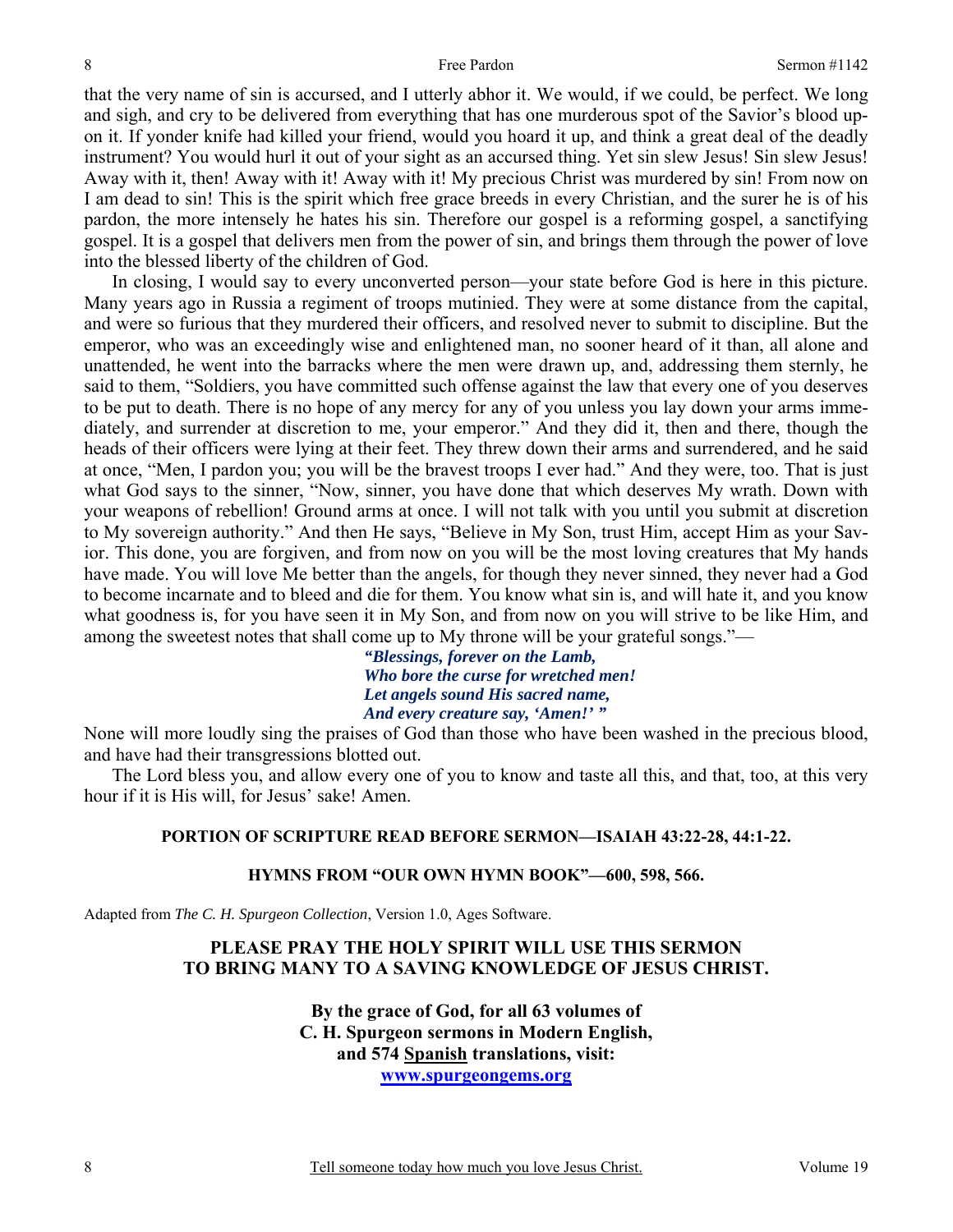that the very name of sin is accursed, and I utterly abhor it. We would, if we could, be perfect. We long and sigh, and cry to be delivered from everything that has one murderous spot of the Savior's blood upon it. If yonder knife had killed your friend, would you hoard it up, and think a great deal of the deadly instrument? You would hurl it out of your sight as an accursed thing. Yet sin slew Jesus! Sin slew Jesus! Away with it, then! Away with it! Away with it! My precious Christ was murdered by sin! From now on I am dead to sin! This is the spirit which free grace breeds in every Christian, and the surer he is of his pardon, the more intensely he hates his sin. Therefore our gospel is a reforming gospel, a sanctifying gospel. It is a gospel that delivers men from the power of sin, and brings them through the power of love into the blessed liberty of the children of God.

In closing, I would say to every unconverted person—your state before God is here in this picture. Many years ago in Russia a regiment of troops mutinied. They were at some distance from the capital, and were so furious that they murdered their officers, and resolved never to submit to discipline. But the emperor, who was an exceedingly wise and enlightened man, no sooner heard of it than, all alone and unattended, he went into the barracks where the men were drawn up, and, addressing them sternly, he said to them, "Soldiers, you have committed such offense against the law that every one of you deserves to be put to death. There is no hope of any mercy for any of you unless you lay down your arms immediately, and surrender at discretion to me, your emperor." And they did it, then and there, though the heads of their officers were lying at their feet. They threw down their arms and surrendered, and he said at once, "Men, I pardon you; you will be the bravest troops I ever had." And they were, too. That is just what God says to the sinner, "Now, sinner, you have done that which deserves My wrath. Down with your weapons of rebellion! Ground arms at once. I will not talk with you until you submit at discretion to My sovereign authority." And then He says, "Believe in My Son, trust Him, accept Him as your Savior. This done, you are forgiven, and from now on you will be the most loving creatures that My hands have made. You will love Me better than the angels, for though they never sinned, they never had a God to become incarnate and to bleed and die for them. You know what sin is, and will hate it, and you know what goodness is, for you have seen it in My Son, and from now on you will strive to be like Him, and among the sweetest notes that shall come up to My throne will be your grateful songs."—

*"Blessings, forever on the Lamb,*
*Who bore the curse for wretched men!*
*Let angels sound His sacred name,*
*And every creature say, 'Amen!' "*

None will more loudly sing the praises of God than those who have been washed in the precious blood, and have had their transgressions blotted out.

The Lord bless you, and allow every one of you to know and taste all this, and that, too, at this very hour if it is His will, for Jesus' sake! Amen.

**PORTION OF SCRIPTURE READ BEFORE SERMON—ISAIAH 43:22-28, 44:1-22.**

**HYMNS FROM "OUR OWN HYMN BOOK"—600, 598, 566.**

Adapted from *The C. H. Spurgeon Collection*, Version 1.0, Ages Software.

**PLEASE PRAY THE HOLY SPIRIT WILL USE THIS SERMON TO BRING MANY TO A SAVING KNOWLEDGE OF JESUS CHRIST.**

**By the grace of God, for all 63 volumes of C. H. Spurgeon sermons in Modern English, and 574 Spanish translations, visit: www.spurgeongems.org**

Tell someone today how much you love Jesus Christ.